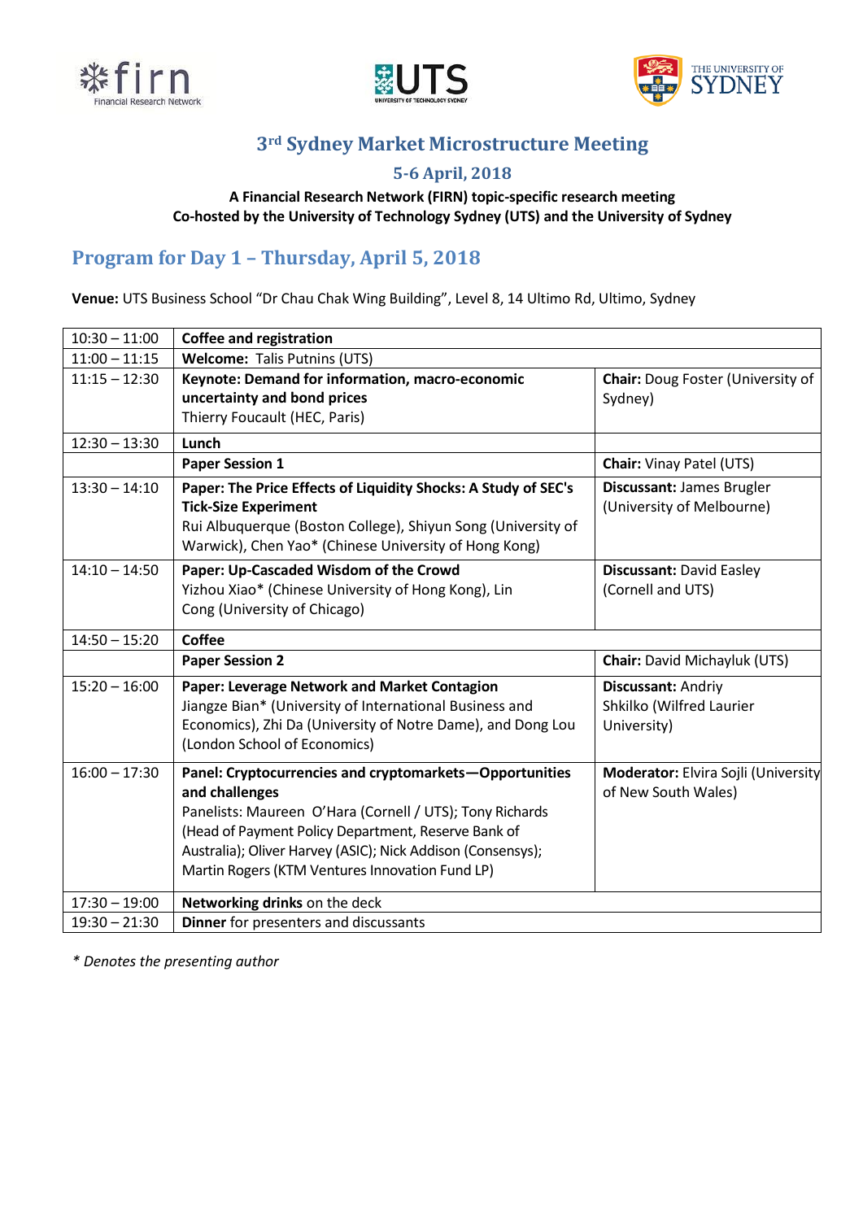# 3rd Sydney Market Microstructure Meeting

## 5-6 April, 2018

**A Financial Research Network (FIRN) topic-specific research meeting**
**Co-hosted by the University of Technology Sydney (UTS) and the University of Sydney**

## Program for Day 1 – Thursday, April 5, 2018

**Venue:** UTS Business School "Dr Chau Chak Wing Building", Level 8, 14 Ultimo Rd, Ultimo, Sydney

| Time | Session | |
|---|---|---|
| 10:30 – 11:00 | **Coffee and registration** | |
| 11:00 – 11:15 | **Welcome:** Talis Putnins (UTS) | |
| 11:15 – 12:30 | **Keynote: Demand for information, macro-economic uncertainty and bond prices**<br>Thierry Foucault (HEC, Paris) | **Chair:** Doug Foster (University of Sydney) |
| 12:30 – 13:30 | **Lunch** | |
| | **Paper Session 1** | **Chair:** Vinay Patel (UTS) |
| 13:30 – 14:10 | **Paper: The Price Effects of Liquidity Shocks: A Study of SEC's Tick-Size Experiment**<br>Rui Albuquerque (Boston College), Shiyun Song (University of Warwick), Chen Yao* (Chinese University of Hong Kong) | **Discussant:** James Brugler (University of Melbourne) |
| 14:10 – 14:50 | **Paper: Up-Cascaded Wisdom of the Crowd**<br>Yizhou Xiao* (Chinese University of Hong Kong), Lin Cong (University of Chicago) | **Discussant:** David Easley (Cornell and UTS) |
| 14:50 – 15:20 | **Coffee** | |
| | **Paper Session 2** | **Chair:** David Michayluk (UTS) |
| 15:20 – 16:00 | **Paper: Leverage Network and Market Contagion**<br>Jiangze Bian* (University of International Business and Economics), Zhi Da (University of Notre Dame), and Dong Lou (London School of Economics) | **Discussant:** Andriy Shkilko (Wilfred Laurier University) |
| 16:00 – 17:30 | **Panel: Cryptocurrencies and cryptomarkets—Opportunities and challenges**<br>Panelists: Maureen O'Hara (Cornell / UTS); Tony Richards (Head of Payment Policy Department, Reserve Bank of Australia); Oliver Harvey (ASIC); Nick Addison (Consensys); Martin Rogers (KTM Ventures Innovation Fund LP) | **Moderator:** Elvira Sojli (University of New South Wales) |
| 17:30 – 19:00 | **Networking drinks** on the deck | |
| 19:30 – 21:30 | **Dinner** for presenters and discussants | |

*\* Denotes the presenting author*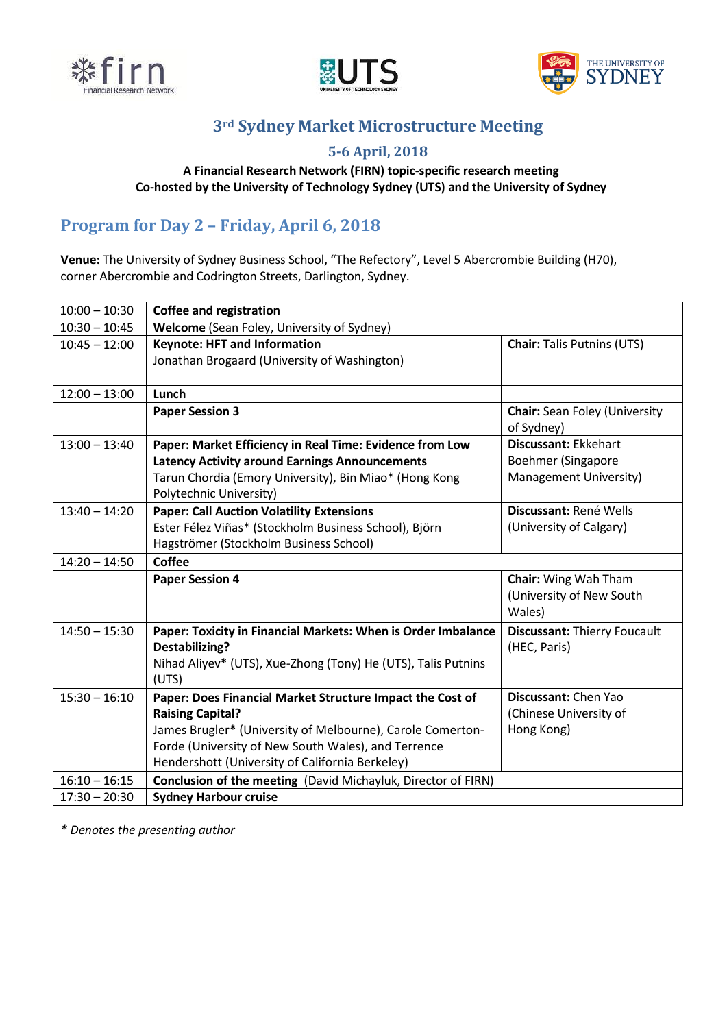firn Financial Research Network

UTS UNIVERSITY OF TECHNOLOGY SYDNEY

THE UNIVERSITY OF SYDNEY

# 3rd Sydney Market Microstructure Meeting

### 5-6 April, 2018

**A Financial Research Network (FIRN) topic-specific research meeting**
**Co-hosted by the University of Technology Sydney (UTS) and the University of Sydney**

## Program for Day 2 – Friday, April 6, 2018

**Venue:** The University of Sydney Business School, "The Refectory", Level 5 Abercrombie Building (H70), corner Abercrombie and Codrington Streets, Darlington, Sydney.

| | | |
|---|---|---|
| 10:00 – 10:30 | **Coffee and registration** | |
| 10:30 – 10:45 | **Welcome** (Sean Foley, University of Sydney) | |
| 10:45 – 12:00 | **Keynote: HFT and Information**<br>Jonathan Brogaard (University of Washington) | **Chair:** Talis Putnins (UTS) |
| 12:00 – 13:00 | **Lunch** | |
| | **Paper Session 3** | **Chair:** Sean Foley (University of Sydney) |
| 13:00 – 13:40 | **Paper: Market Efficiency in Real Time: Evidence from Low Latency Activity around Earnings Announcements**<br>Tarun Chordia (Emory University), Bin Miao* (Hong Kong Polytechnic University) | **Discussant:** Ekkehart Boehmer (Singapore Management University) |
| 13:40 – 14:20 | **Paper: Call Auction Volatility Extensions**<br>Ester Félez Viñas* (Stockholm Business School), Björn Hagströmer (Stockholm Business School) | **Discussant:** René Wells (University of Calgary) |
| 14:20 – 14:50 | **Coffee** | |
| | **Paper Session 4** | **Chair:** Wing Wah Tham (University of New South Wales) |
| 14:50 – 15:30 | **Paper: Toxicity in Financial Markets: When is Order Imbalance Destabilizing?**<br>Nihad Aliyev* (UTS), Xue-Zhong (Tony) He (UTS), Talis Putnins (UTS) | **Discussant:** Thierry Foucault (HEC, Paris) |
| 15:30 – 16:10 | **Paper: Does Financial Market Structure Impact the Cost of Raising Capital?**<br>James Brugler* (University of Melbourne), Carole Comerton-Forde (University of New South Wales), and Terrence Hendershott (University of California Berkeley) | **Discussant:** Chen Yao (Chinese University of Hong Kong) |
| 16:10 – 16:15 | **Conclusion of the meeting** (David Michayluk, Director of FIRN) | |
| 17:30 – 20:30 | **Sydney Harbour cruise** | |

*\* Denotes the presenting author*